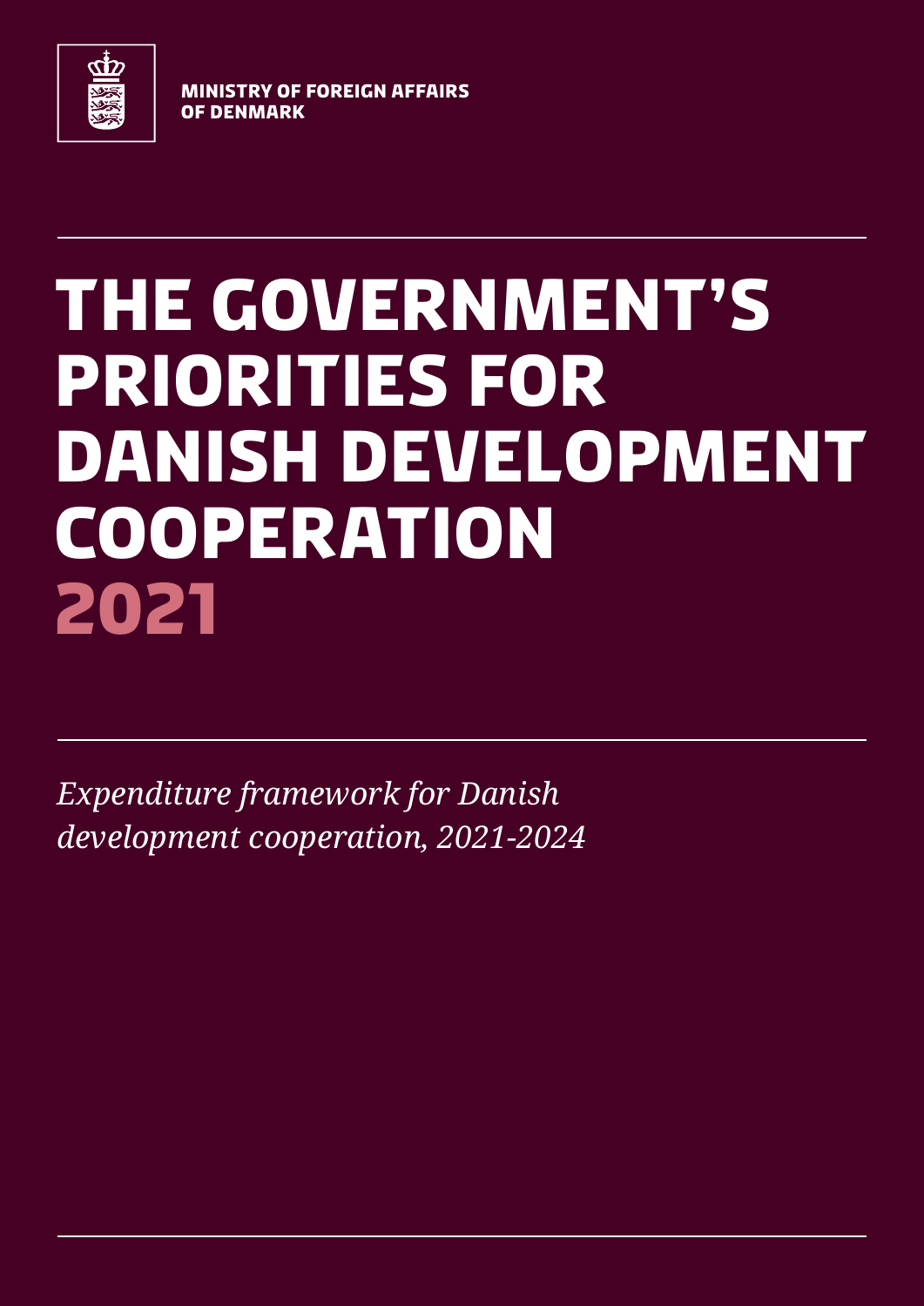MINISTRY OF FOREIGN AFFAIRS OF DENMARK

# THE GOVERNMENT'S PRIORITIES FOR DANISH DEVELOPMENT COOPERATION 2021

*Expenditure framework for Danish development cooperation, 2021-2024*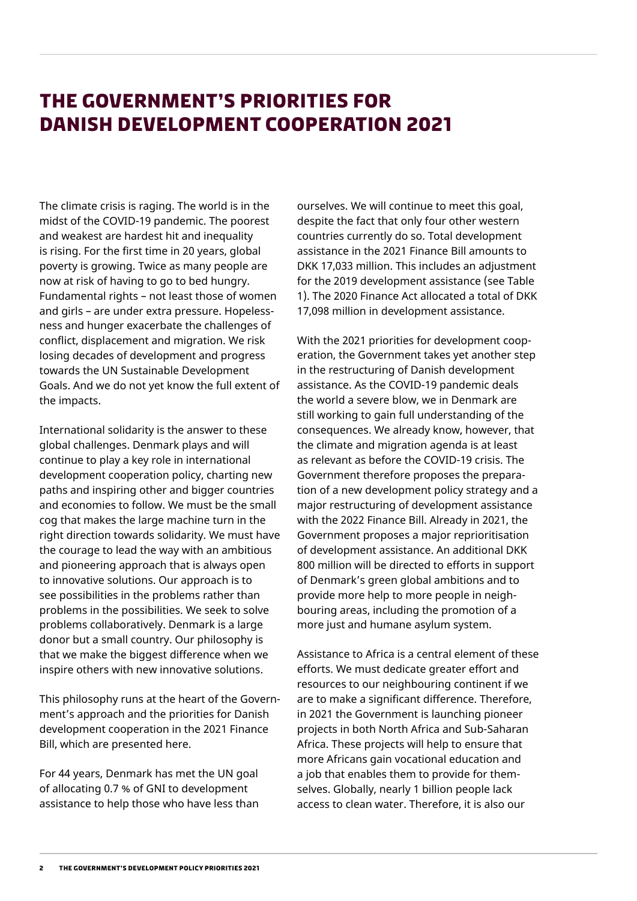# THE GOVERNMENT'S PRIORITIES FOR DANISH DEVELOPMENT COOPERATION 2021

The climate crisis is raging. The world is in the midst of the COVID-19 pandemic. The poorest and weakest are hardest hit and inequality is rising. For the first time in 20 years, global poverty is growing. Twice as many people are now at risk of having to go to bed hungry. Fundamental rights – not least those of women and girls – are under extra pressure. Hopelessness and hunger exacerbate the challenges of conflict, displacement and migration. We risk losing decades of development and progress towards the UN Sustainable Development Goals. And we do not yet know the full extent of the impacts.

International solidarity is the answer to these global challenges. Denmark plays and will continue to play a key role in international development cooperation policy, charting new paths and inspiring other and bigger countries and economies to follow. We must be the small cog that makes the large machine turn in the right direction towards solidarity. We must have the courage to lead the way with an ambitious and pioneering approach that is always open to innovative solutions. Our approach is to see possibilities in the problems rather than problems in the possibilities. We seek to solve problems collaboratively. Denmark is a large donor but a small country. Our philosophy is that we make the biggest difference when we inspire others with new innovative solutions.

This philosophy runs at the heart of the Government's approach and the priorities for Danish development cooperation in the 2021 Finance Bill, which are presented here.

For 44 years, Denmark has met the UN goal of allocating 0.7 % of GNI to development assistance to help those who have less than ourselves. We will continue to meet this goal, despite the fact that only four other western countries currently do so. Total development assistance in the 2021 Finance Bill amounts to DKK 17,033 million. This includes an adjustment for the 2019 development assistance (see Table 1). The 2020 Finance Act allocated a total of DKK 17,098 million in development assistance.

With the 2021 priorities for development cooperation, the Government takes yet another step in the restructuring of Danish development assistance. As the COVID-19 pandemic deals the world a severe blow, we in Denmark are still working to gain full understanding of the consequences. We already know, however, that the climate and migration agenda is at least as relevant as before the COVID-19 crisis. The Government therefore proposes the preparation of a new development policy strategy and a major restructuring of development assistance with the 2022 Finance Bill. Already in 2021, the Government proposes a major reprioritisation of development assistance. An additional DKK 800 million will be directed to efforts in support of Denmark's green global ambitions and to provide more help to more people in neighbouring areas, including the promotion of a more just and humane asylum system.

Assistance to Africa is a central element of these efforts. We must dedicate greater effort and resources to our neighbouring continent if we are to make a significant difference. Therefore, in 2021 the Government is launching pioneer projects in both North Africa and Sub-Saharan Africa. These projects will help to ensure that more Africans gain vocational education and a job that enables them to provide for themselves. Globally, nearly 1 billion people lack access to clean water. Therefore, it is also our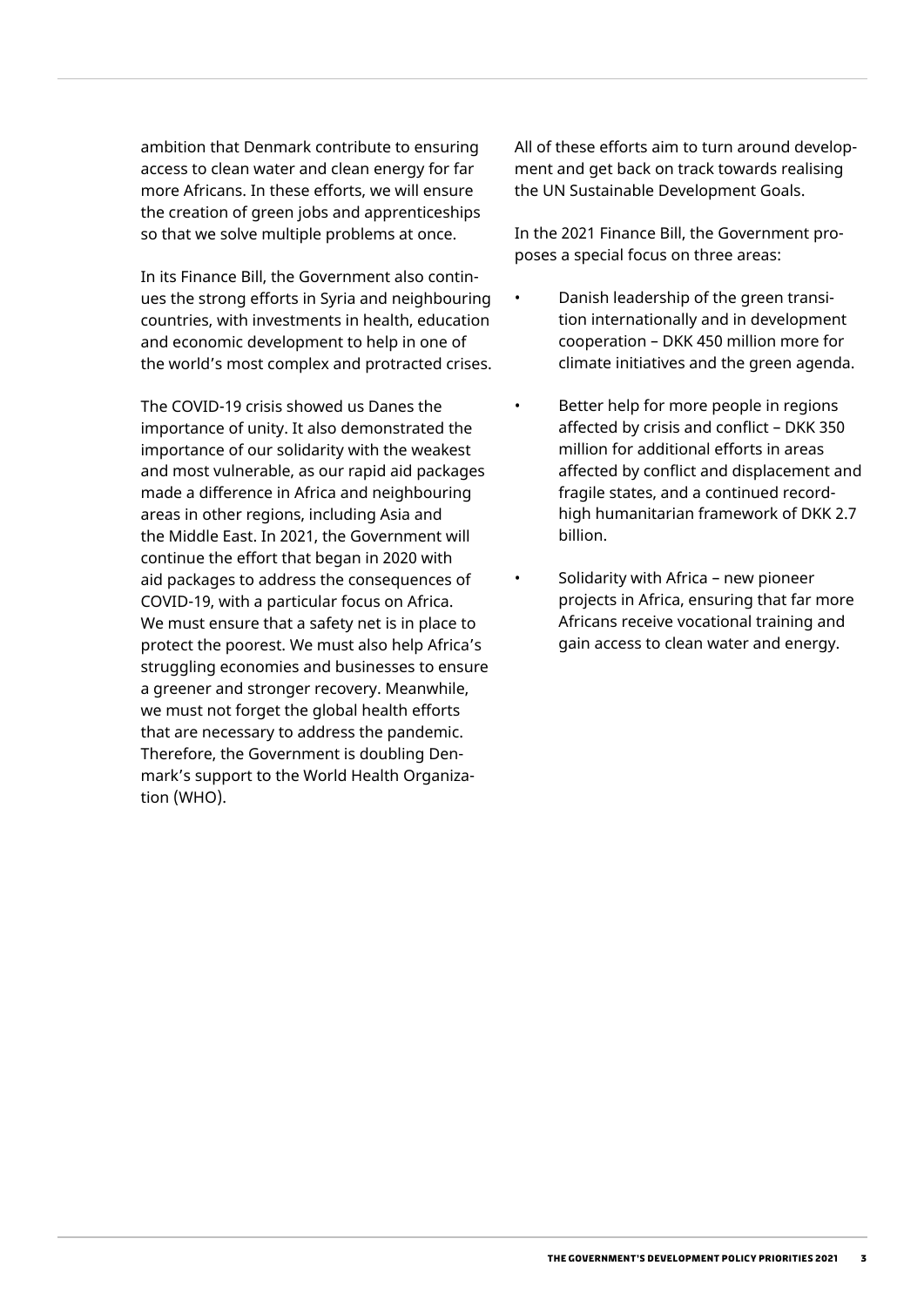ambition that Denmark contribute to ensuring access to clean water and clean energy for far more Africans. In these efforts, we will ensure the creation of green jobs and apprenticeships so that we solve multiple problems at once.

In its Finance Bill, the Government also continues the strong efforts in Syria and neighbouring countries, with investments in health, education and economic development to help in one of the world's most complex and protracted crises.

The COVID-19 crisis showed us Danes the importance of unity. It also demonstrated the importance of our solidarity with the weakest and most vulnerable, as our rapid aid packages made a difference in Africa and neighbouring areas in other regions, including Asia and the Middle East. In 2021, the Government will continue the effort that began in 2020 with aid packages to address the consequences of COVID-19, with a particular focus on Africa. We must ensure that a safety net is in place to protect the poorest. We must also help Africa's struggling economies and businesses to ensure a greener and stronger recovery. Meanwhile, we must not forget the global health efforts that are necessary to address the pandemic. Therefore, the Government is doubling Denmark's support to the World Health Organization (WHO).

All of these efforts aim to turn around development and get back on track towards realising the UN Sustainable Development Goals.

In the 2021 Finance Bill, the Government proposes a special focus on three areas:

- Danish leadership of the green transition internationally and in development cooperation – DKK 450 million more for climate initiatives and the green agenda.
- Better help for more people in regions affected by crisis and conflict – DKK 350 million for additional efforts in areas affected by conflict and displacement and fragile states, and a continued record-high humanitarian framework of DKK 2.7 billion.
- Solidarity with Africa – new pioneer projects in Africa, ensuring that far more Africans receive vocational training and gain access to clean water and energy.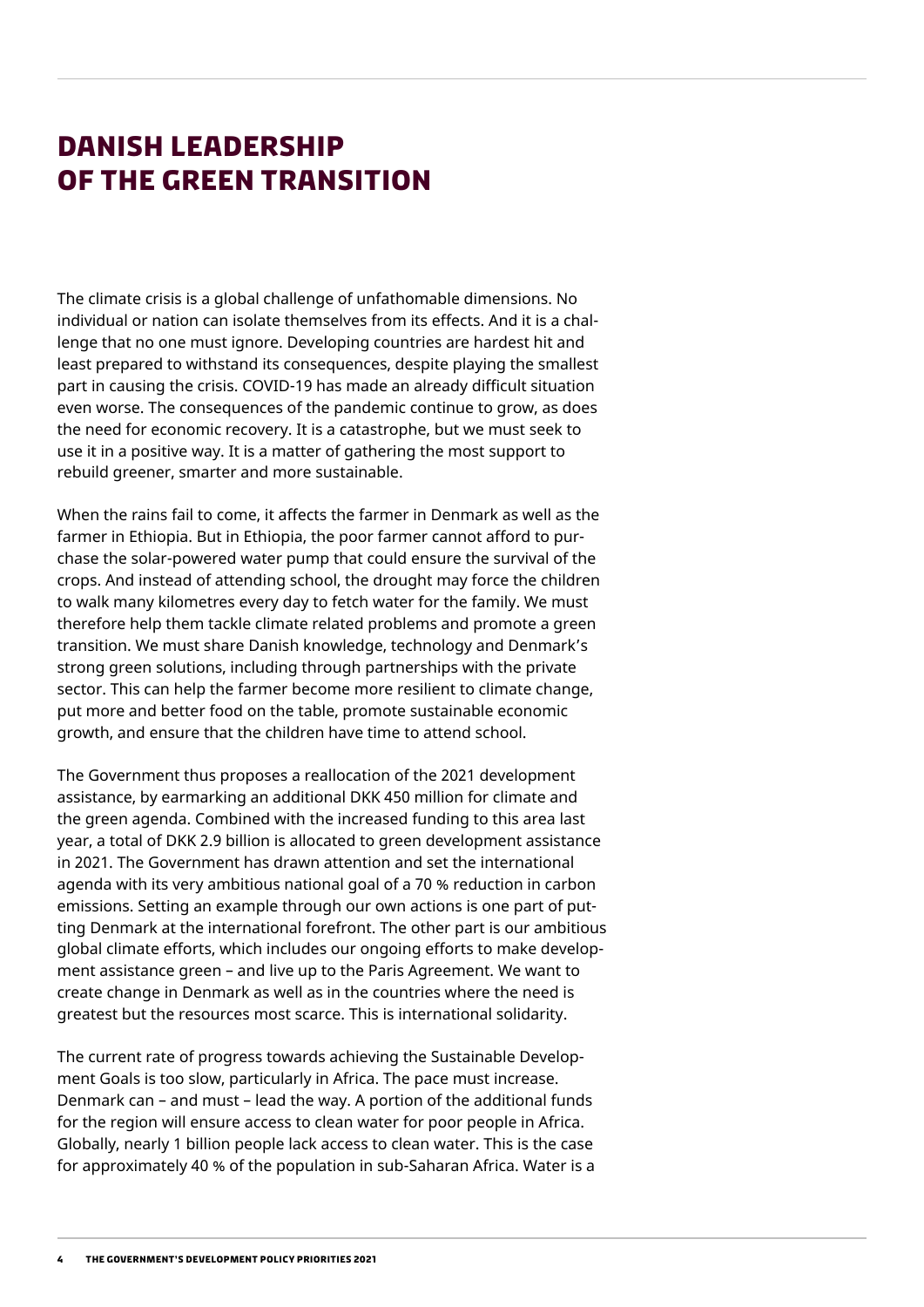# DANISH LEADERSHIP OF THE GREEN TRANSITION

The climate crisis is a global challenge of unfathomable dimensions. No individual or nation can isolate themselves from its effects. And it is a challenge that no one must ignore. Developing countries are hardest hit and least prepared to withstand its consequences, despite playing the smallest part in causing the crisis. COVID-19 has made an already difficult situation even worse. The consequences of the pandemic continue to grow, as does the need for economic recovery. It is a catastrophe, but we must seek to use it in a positive way. It is a matter of gathering the most support to rebuild greener, smarter and more sustainable.

When the rains fail to come, it affects the farmer in Denmark as well as the farmer in Ethiopia. But in Ethiopia, the poor farmer cannot afford to purchase the solar-powered water pump that could ensure the survival of the crops. And instead of attending school, the drought may force the children to walk many kilometres every day to fetch water for the family. We must therefore help them tackle climate related problems and promote a green transition. We must share Danish knowledge, technology and Denmark's strong green solutions, including through partnerships with the private sector. This can help the farmer become more resilient to climate change, put more and better food on the table, promote sustainable economic growth, and ensure that the children have time to attend school.

The Government thus proposes a reallocation of the 2021 development assistance, by earmarking an additional DKK 450 million for climate and the green agenda. Combined with the increased funding to this area last year, a total of DKK 2.9 billion is allocated to green development assistance in 2021. The Government has drawn attention and set the international agenda with its very ambitious national goal of a 70 % reduction in carbon emissions. Setting an example through our own actions is one part of putting Denmark at the international forefront. The other part is our ambitious global climate efforts, which includes our ongoing efforts to make development assistance green – and live up to the Paris Agreement. We want to create change in Denmark as well as in the countries where the need is greatest but the resources most scarce. This is international solidarity.

The current rate of progress towards achieving the Sustainable Development Goals is too slow, particularly in Africa. The pace must increase. Denmark can – and must – lead the way. A portion of the additional funds for the region will ensure access to clean water for poor people in Africa. Globally, nearly 1 billion people lack access to clean water. This is the case for approximately 40 % of the population in sub-Saharan Africa. Water is a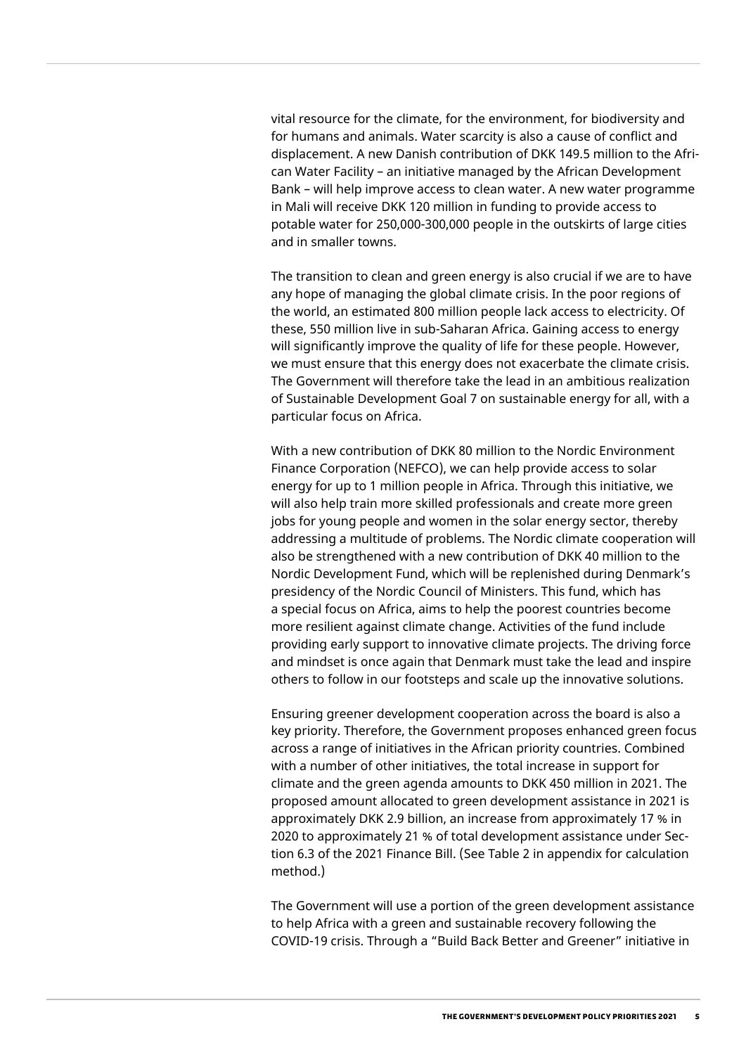vital resource for the climate, for the environment, for biodiversity and for humans and animals. Water scarcity is also a cause of conflict and displacement. A new Danish contribution of DKK 149.5 million to the African Water Facility – an initiative managed by the African Development Bank – will help improve access to clean water. A new water programme in Mali will receive DKK 120 million in funding to provide access to potable water for 250,000-300,000 people in the outskirts of large cities and in smaller towns.

The transition to clean and green energy is also crucial if we are to have any hope of managing the global climate crisis. In the poor regions of the world, an estimated 800 million people lack access to electricity. Of these, 550 million live in sub-Saharan Africa. Gaining access to energy will significantly improve the quality of life for these people. However, we must ensure that this energy does not exacerbate the climate crisis. The Government will therefore take the lead in an ambitious realization of Sustainable Development Goal 7 on sustainable energy for all, with a particular focus on Africa.

With a new contribution of DKK 80 million to the Nordic Environment Finance Corporation (NEFCO), we can help provide access to solar energy for up to 1 million people in Africa. Through this initiative, we will also help train more skilled professionals and create more green jobs for young people and women in the solar energy sector, thereby addressing a multitude of problems. The Nordic climate cooperation will also be strengthened with a new contribution of DKK 40 million to the Nordic Development Fund, which will be replenished during Denmark's presidency of the Nordic Council of Ministers. This fund, which has a special focus on Africa, aims to help the poorest countries become more resilient against climate change. Activities of the fund include providing early support to innovative climate projects. The driving force and mindset is once again that Denmark must take the lead and inspire others to follow in our footsteps and scale up the innovative solutions.

Ensuring greener development cooperation across the board is also a key priority. Therefore, the Government proposes enhanced green focus across a range of initiatives in the African priority countries. Combined with a number of other initiatives, the total increase in support for climate and the green agenda amounts to DKK 450 million in 2021. The proposed amount allocated to green development assistance in 2021 is approximately DKK 2.9 billion, an increase from approximately 17 % in 2020 to approximately 21 % of total development assistance under Section 6.3 of the 2021 Finance Bill. (See Table 2 in appendix for calculation method.)

The Government will use a portion of the green development assistance to help Africa with a green and sustainable recovery following the COVID-19 crisis. Through a "Build Back Better and Greener" initiative in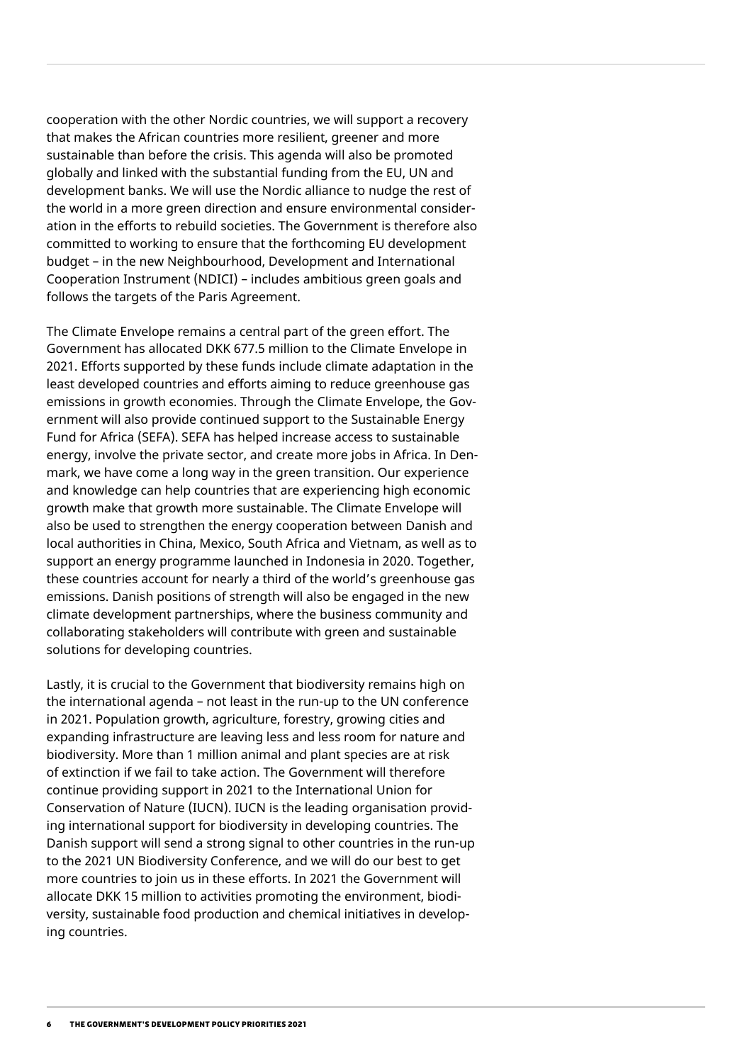cooperation with the other Nordic countries, we will support a recovery that makes the African countries more resilient, greener and more sustainable than before the crisis. This agenda will also be promoted globally and linked with the substantial funding from the EU, UN and development banks. We will use the Nordic alliance to nudge the rest of the world in a more green direction and ensure environmental consideration in the efforts to rebuild societies. The Government is therefore also committed to working to ensure that the forthcoming EU development budget – in the new Neighbourhood, Development and International Cooperation Instrument (NDICI) – includes ambitious green goals and follows the targets of the Paris Agreement.

The Climate Envelope remains a central part of the green effort. The Government has allocated DKK 677.5 million to the Climate Envelope in 2021. Efforts supported by these funds include climate adaptation in the least developed countries and efforts aiming to reduce greenhouse gas emissions in growth economies. Through the Climate Envelope, the Government will also provide continued support to the Sustainable Energy Fund for Africa (SEFA). SEFA has helped increase access to sustainable energy, involve the private sector, and create more jobs in Africa. In Denmark, we have come a long way in the green transition. Our experience and knowledge can help countries that are experiencing high economic growth make that growth more sustainable. The Climate Envelope will also be used to strengthen the energy cooperation between Danish and local authorities in China, Mexico, South Africa and Vietnam, as well as to support an energy programme launched in Indonesia in 2020. Together, these countries account for nearly a third of the world's greenhouse gas emissions. Danish positions of strength will also be engaged in the new climate development partnerships, where the business community and collaborating stakeholders will contribute with green and sustainable solutions for developing countries.

Lastly, it is crucial to the Government that biodiversity remains high on the international agenda – not least in the run-up to the UN conference in 2021. Population growth, agriculture, forestry, growing cities and expanding infrastructure are leaving less and less room for nature and biodiversity. More than 1 million animal and plant species are at risk of extinction if we fail to take action. The Government will therefore continue providing support in 2021 to the International Union for Conservation of Nature (IUCN). IUCN is the leading organisation providing international support for biodiversity in developing countries. The Danish support will send a strong signal to other countries in the run-up to the 2021 UN Biodiversity Conference, and we will do our best to get more countries to join us in these efforts. In 2021 the Government will allocate DKK 15 million to activities promoting the environment, biodiversity, sustainable food production and chemical initiatives in developing countries.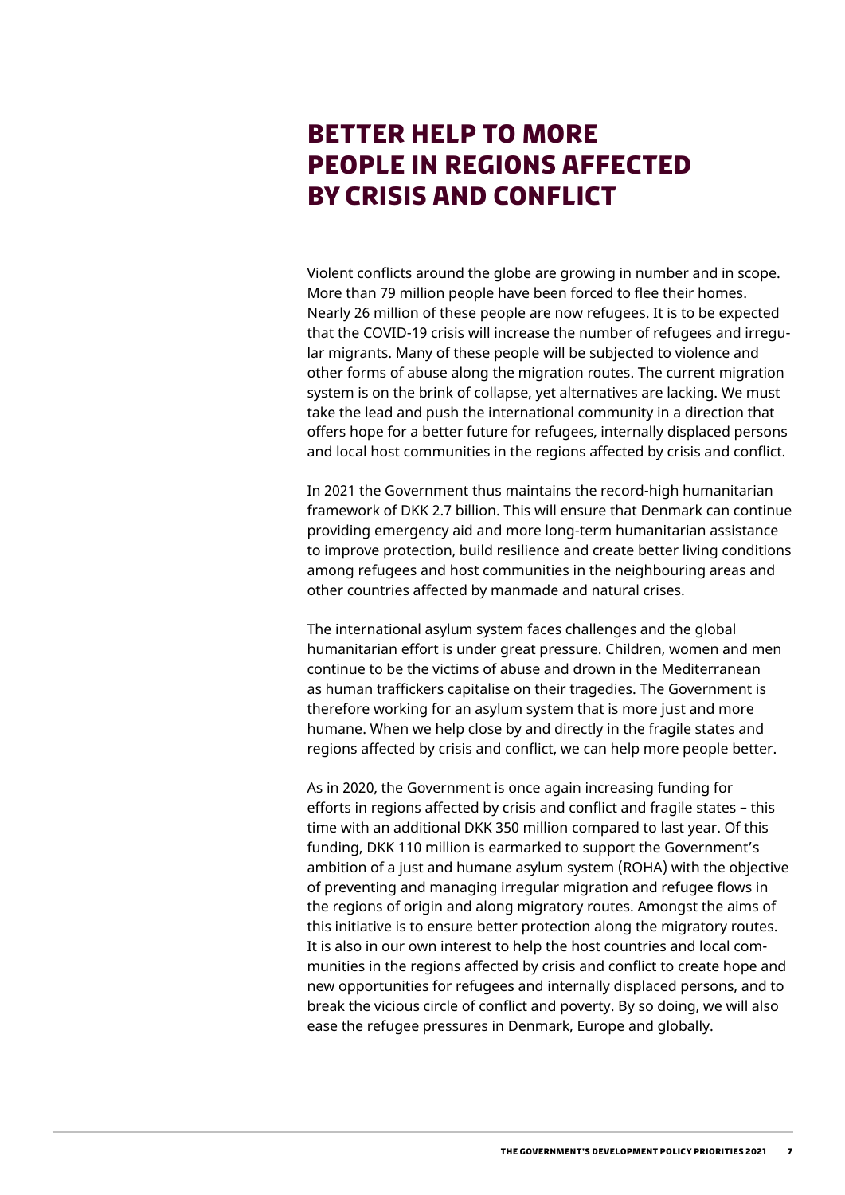# BETTER HELP TO MORE PEOPLE IN REGIONS AFFECTED BY CRISIS AND CONFLICT

Violent conflicts around the globe are growing in number and in scope. More than 79 million people have been forced to flee their homes. Nearly 26 million of these people are now refugees. It is to be expected that the COVID-19 crisis will increase the number of refugees and irregular migrants. Many of these people will be subjected to violence and other forms of abuse along the migration routes. The current migration system is on the brink of collapse, yet alternatives are lacking. We must take the lead and push the international community in a direction that offers hope for a better future for refugees, internally displaced persons and local host communities in the regions affected by crisis and conflict.

In 2021 the Government thus maintains the record-high humanitarian framework of DKK 2.7 billion. This will ensure that Denmark can continue providing emergency aid and more long-term humanitarian assistance to improve protection, build resilience and create better living conditions among refugees and host communities in the neighbouring areas and other countries affected by manmade and natural crises.

The international asylum system faces challenges and the global humanitarian effort is under great pressure. Children, women and men continue to be the victims of abuse and drown in the Mediterranean as human traffickers capitalise on their tragedies. The Government is therefore working for an asylum system that is more just and more humane. When we help close by and directly in the fragile states and regions affected by crisis and conflict, we can help more people better.

As in 2020, the Government is once again increasing funding for efforts in regions affected by crisis and conflict and fragile states – this time with an additional DKK 350 million compared to last year. Of this funding, DKK 110 million is earmarked to support the Government's ambition of a just and humane asylum system (ROHA) with the objective of preventing and managing irregular migration and refugee flows in the regions of origin and along migratory routes. Amongst the aims of this initiative is to ensure better protection along the migratory routes. It is also in our own interest to help the host countries and local communities in the regions affected by crisis and conflict to create hope and new opportunities for refugees and internally displaced persons, and to break the vicious circle of conflict and poverty. By so doing, we will also ease the refugee pressures in Denmark, Europe and globally.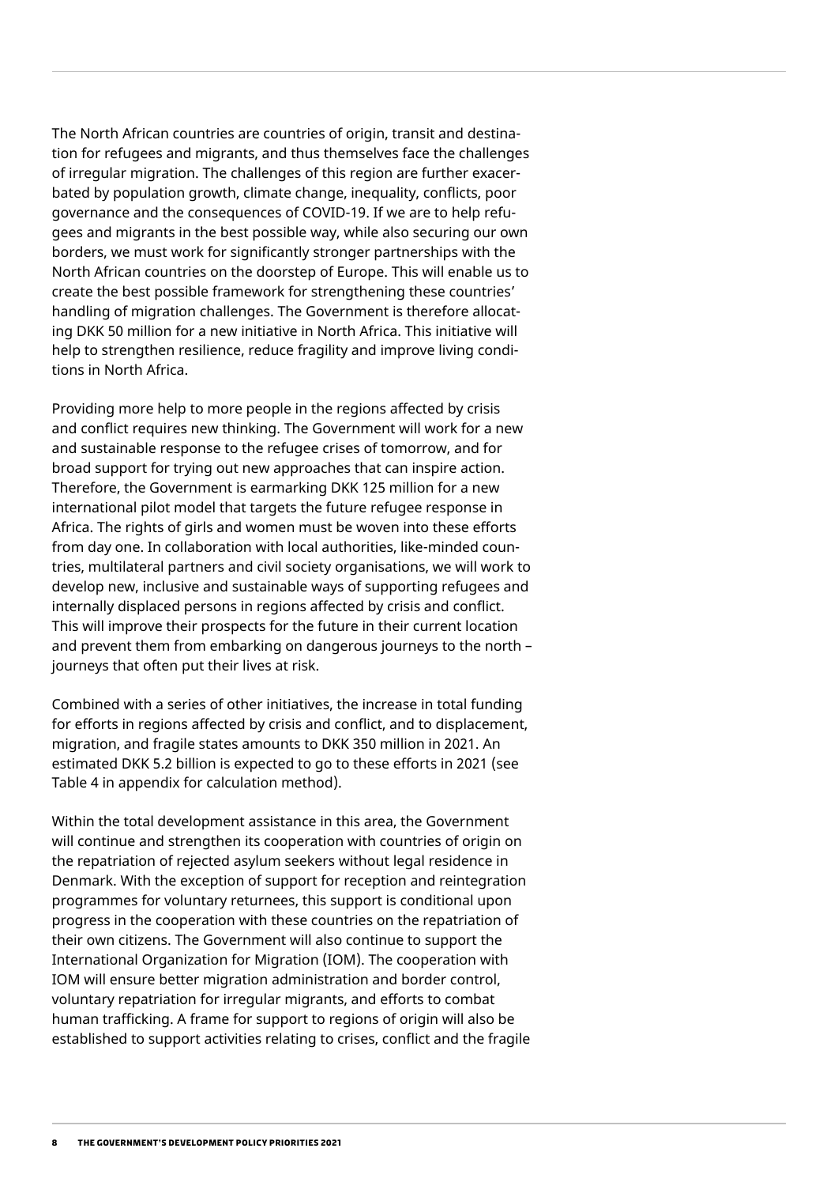The North African countries are countries of origin, transit and destination for refugees and migrants, and thus themselves face the challenges of irregular migration. The challenges of this region are further exacerbated by population growth, climate change, inequality, conflicts, poor governance and the consequences of COVID-19. If we are to help refugees and migrants in the best possible way, while also securing our own borders, we must work for significantly stronger partnerships with the North African countries on the doorstep of Europe. This will enable us to create the best possible framework for strengthening these countries' handling of migration challenges. The Government is therefore allocating DKK 50 million for a new initiative in North Africa. This initiative will help to strengthen resilience, reduce fragility and improve living conditions in North Africa.

Providing more help to more people in the regions affected by crisis and conflict requires new thinking. The Government will work for a new and sustainable response to the refugee crises of tomorrow, and for broad support for trying out new approaches that can inspire action. Therefore, the Government is earmarking DKK 125 million for a new international pilot model that targets the future refugee response in Africa. The rights of girls and women must be woven into these efforts from day one. In collaboration with local authorities, like-minded countries, multilateral partners and civil society organisations, we will work to develop new, inclusive and sustainable ways of supporting refugees and internally displaced persons in regions affected by crisis and conflict. This will improve their prospects for the future in their current location and prevent them from embarking on dangerous journeys to the north – journeys that often put their lives at risk.

Combined with a series of other initiatives, the increase in total funding for efforts in regions affected by crisis and conflict, and to displacement, migration, and fragile states amounts to DKK 350 million in 2021. An estimated DKK 5.2 billion is expected to go to these efforts in 2021 (see Table 4 in appendix for calculation method).

Within the total development assistance in this area, the Government will continue and strengthen its cooperation with countries of origin on the repatriation of rejected asylum seekers without legal residence in Denmark. With the exception of support for reception and reintegration programmes for voluntary returnees, this support is conditional upon progress in the cooperation with these countries on the repatriation of their own citizens. The Government will also continue to support the International Organization for Migration (IOM). The cooperation with IOM will ensure better migration administration and border control, voluntary repatriation for irregular migrants, and efforts to combat human trafficking. A frame for support to regions of origin will also be established to support activities relating to crises, conflict and the fragile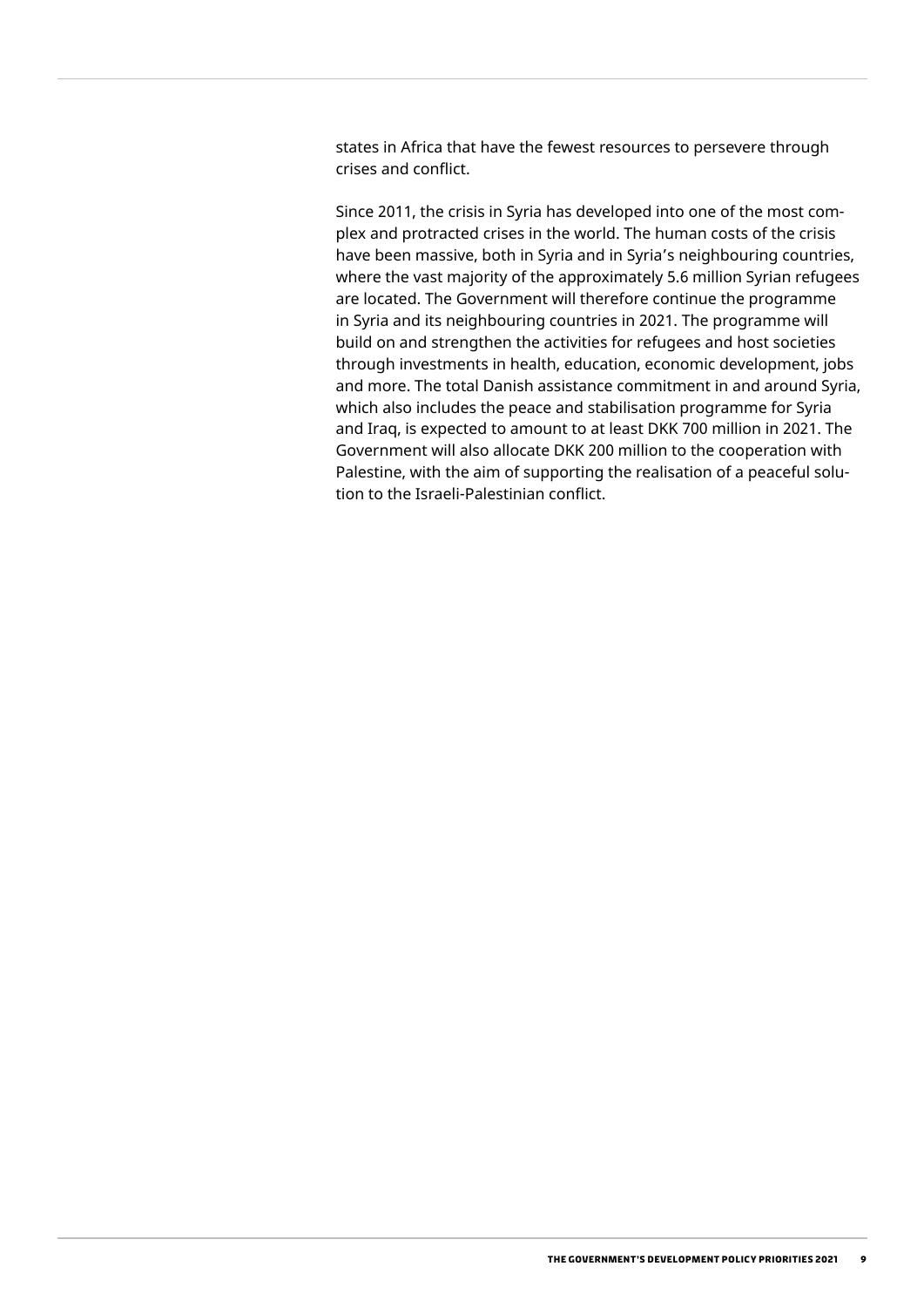states in Africa that have the fewest resources to persevere through crises and conflict.

Since 2011, the crisis in Syria has developed into one of the most complex and protracted crises in the world. The human costs of the crisis have been massive, both in Syria and in Syria's neighbouring countries, where the vast majority of the approximately 5.6 million Syrian refugees are located. The Government will therefore continue the programme in Syria and its neighbouring countries in 2021. The programme will build on and strengthen the activities for refugees and host societies through investments in health, education, economic development, jobs and more. The total Danish assistance commitment in and around Syria, which also includes the peace and stabilisation programme for Syria and Iraq, is expected to amount to at least DKK 700 million in 2021. The Government will also allocate DKK 200 million to the cooperation with Palestine, with the aim of supporting the realisation of a peaceful solution to the Israeli-Palestinian conflict.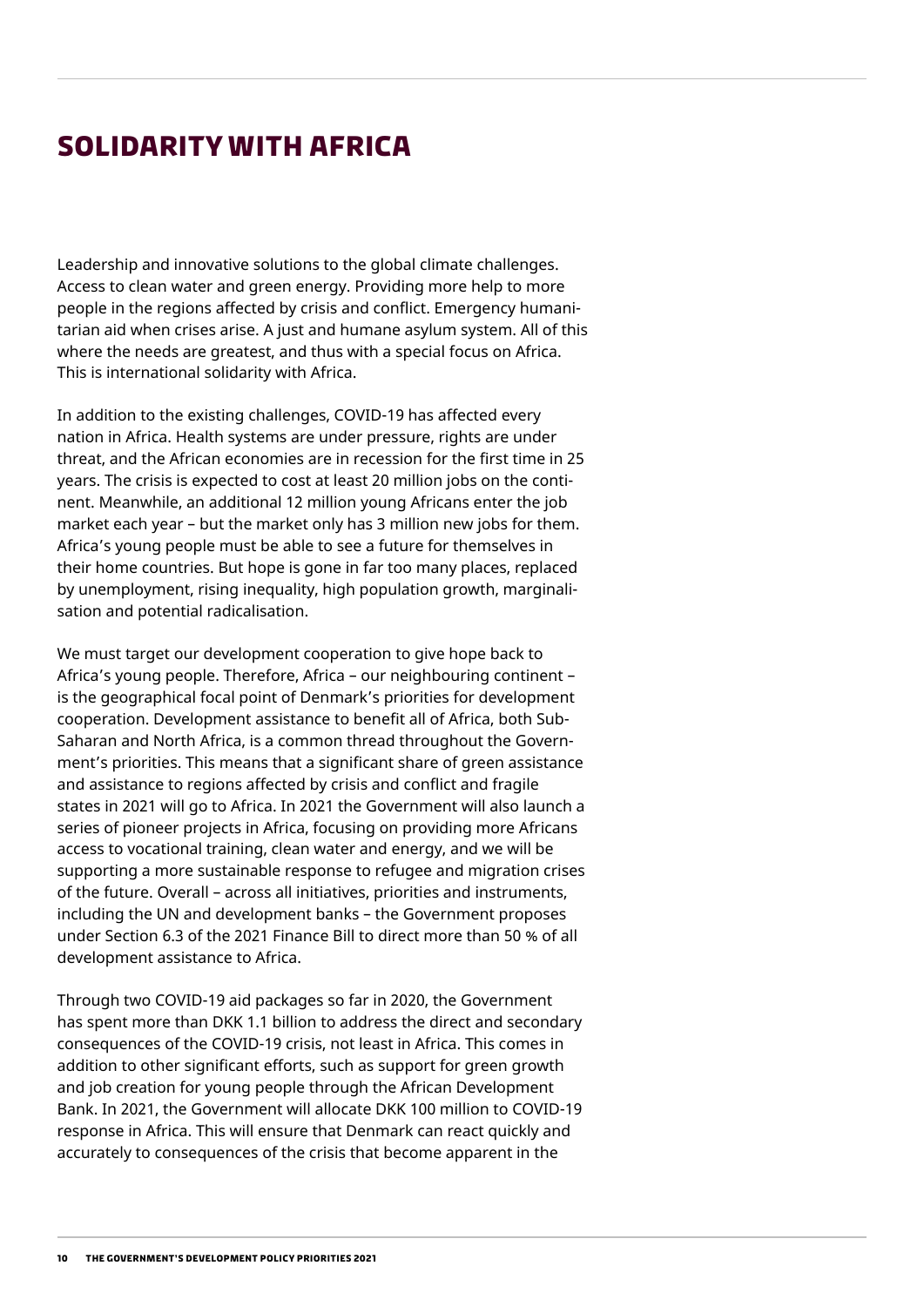# SOLIDARITY WITH AFRICA

Leadership and innovative solutions to the global climate challenges. Access to clean water and green energy. Providing more help to more people in the regions affected by crisis and conflict. Emergency humanitarian aid when crises arise. A just and humane asylum system. All of this where the needs are greatest, and thus with a special focus on Africa. This is international solidarity with Africa.

In addition to the existing challenges, COVID-19 has affected every nation in Africa. Health systems are under pressure, rights are under threat, and the African economies are in recession for the first time in 25 years. The crisis is expected to cost at least 20 million jobs on the continent. Meanwhile, an additional 12 million young Africans enter the job market each year – but the market only has 3 million new jobs for them. Africa's young people must be able to see a future for themselves in their home countries. But hope is gone in far too many places, replaced by unemployment, rising inequality, high population growth, marginalisation and potential radicalisation.

We must target our development cooperation to give hope back to Africa's young people. Therefore, Africa – our neighbouring continent – is the geographical focal point of Denmark's priorities for development cooperation. Development assistance to benefit all of Africa, both Sub-Saharan and North Africa, is a common thread throughout the Government's priorities. This means that a significant share of green assistance and assistance to regions affected by crisis and conflict and fragile states in 2021 will go to Africa. In 2021 the Government will also launch a series of pioneer projects in Africa, focusing on providing more Africans access to vocational training, clean water and energy, and we will be supporting a more sustainable response to refugee and migration crises of the future. Overall – across all initiatives, priorities and instruments, including the UN and development banks – the Government proposes under Section 6.3 of the 2021 Finance Bill to direct more than 50 % of all development assistance to Africa.

Through two COVID-19 aid packages so far in 2020, the Government has spent more than DKK 1.1 billion to address the direct and secondary consequences of the COVID-19 crisis, not least in Africa. This comes in addition to other significant efforts, such as support for green growth and job creation for young people through the African Development Bank. In 2021, the Government will allocate DKK 100 million to COVID-19 response in Africa. This will ensure that Denmark can react quickly and accurately to consequences of the crisis that become apparent in the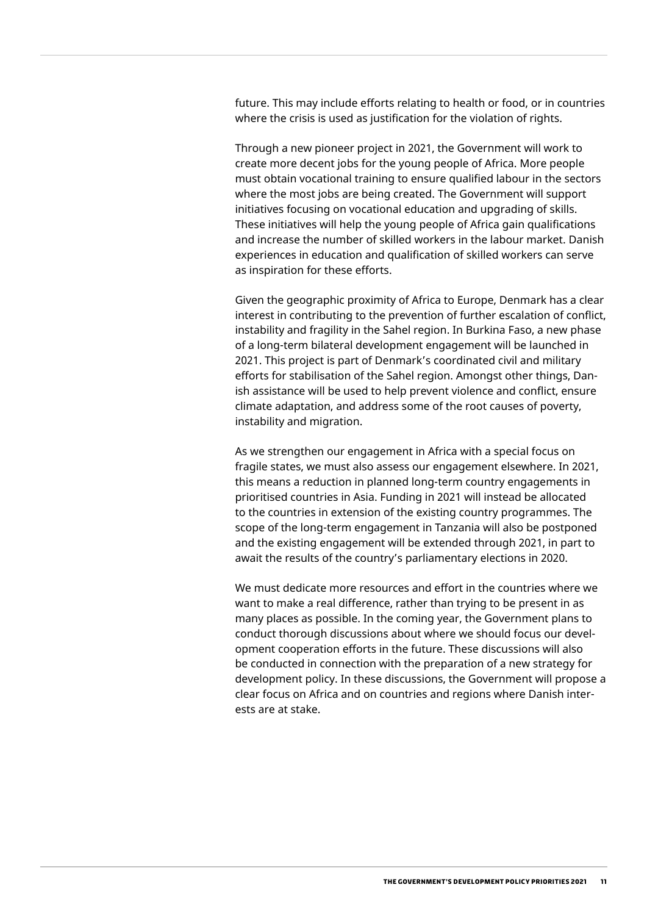future. This may include efforts relating to health or food, or in countries where the crisis is used as justification for the violation of rights.

Through a new pioneer project in 2021, the Government will work to create more decent jobs for the young people of Africa. More people must obtain vocational training to ensure qualified labour in the sectors where the most jobs are being created. The Government will support initiatives focusing on vocational education and upgrading of skills. These initiatives will help the young people of Africa gain qualifications and increase the number of skilled workers in the labour market. Danish experiences in education and qualification of skilled workers can serve as inspiration for these efforts.

Given the geographic proximity of Africa to Europe, Denmark has a clear interest in contributing to the prevention of further escalation of conflict, instability and fragility in the Sahel region. In Burkina Faso, a new phase of a long-term bilateral development engagement will be launched in 2021. This project is part of Denmark's coordinated civil and military efforts for stabilisation of the Sahel region. Amongst other things, Danish assistance will be used to help prevent violence and conflict, ensure climate adaptation, and address some of the root causes of poverty, instability and migration.

As we strengthen our engagement in Africa with a special focus on fragile states, we must also assess our engagement elsewhere. In 2021, this means a reduction in planned long-term country engagements in prioritised countries in Asia. Funding in 2021 will instead be allocated to the countries in extension of the existing country programmes. The scope of the long-term engagement in Tanzania will also be postponed and the existing engagement will be extended through 2021, in part to await the results of the country's parliamentary elections in 2020.

We must dedicate more resources and effort in the countries where we want to make a real difference, rather than trying to be present in as many places as possible. In the coming year, the Government plans to conduct thorough discussions about where we should focus our development cooperation efforts in the future. These discussions will also be conducted in connection with the preparation of a new strategy for development policy. In these discussions, the Government will propose a clear focus on Africa and on countries and regions where Danish interests are at stake.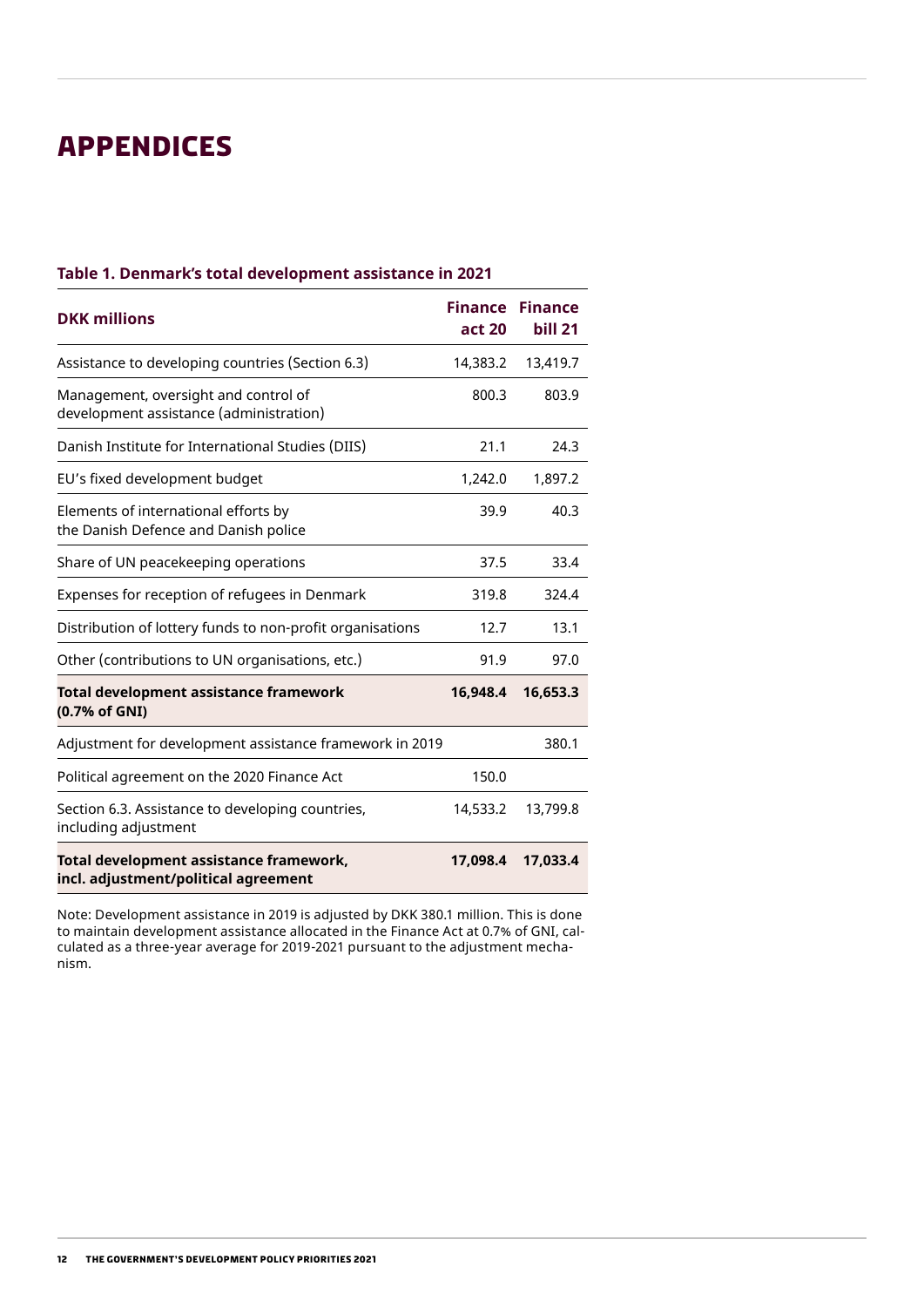# APPENDICES

**Table 1. Denmark's total development assistance in 2021**

| DKK millions | Finance act 20 | Finance bill 21 |
|---|---|---|
| Assistance to developing countries (Section 6.3) | 14,383.2 | 13,419.7 |
| Management, oversight and control of development assistance (administration) | 800.3 | 803.9 |
| Danish Institute for International Studies (DIIS) | 21.1 | 24.3 |
| EU's fixed development budget | 1,242.0 | 1,897.2 |
| Elements of international efforts by the Danish Defence and Danish police | 39.9 | 40.3 |
| Share of UN peacekeeping operations | 37.5 | 33.4 |
| Expenses for reception of refugees in Denmark | 319.8 | 324.4 |
| Distribution of lottery funds to non-profit organisations | 12.7 | 13.1 |
| Other (contributions to UN organisations, etc.) | 91.9 | 97.0 |
| **Total development assistance framework (0.7% of GNI)** | **16,948.4** | **16,653.3** |
| Adjustment for development assistance framework in 2019 | | 380.1 |
| Political agreement on the 2020 Finance Act | 150.0 | |
| Section 6.3. Assistance to developing countries, including adjustment | 14,533.2 | 13,799.8 |
| **Total development assistance framework, incl. adjustment/political agreement** | **17,098.4** | **17,033.4** |

Note: Development assistance in 2019 is adjusted by DKK 380.1 million. This is done to maintain development assistance allocated in the Finance Act at 0.7% of GNI, calculated as a three-year average for 2019-2021 pursuant to the adjustment mechanism.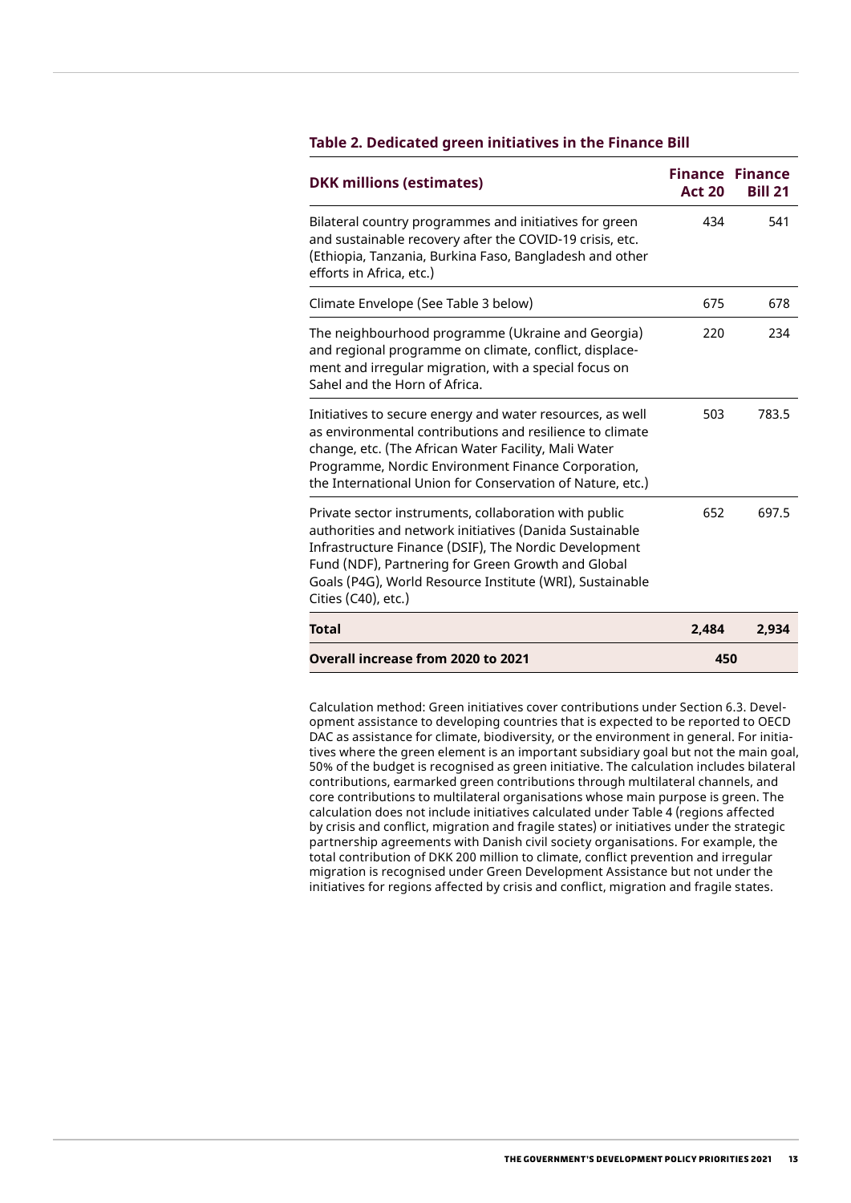**Table 2. Dedicated green initiatives in the Finance Bill**

| DKK millions (estimates) | Finance Act 20 | Finance Bill 21 |
|---|---|---|
| Bilateral country programmes and initiatives for green and sustainable recovery after the COVID-19 crisis, etc. (Ethiopia, Tanzania, Burkina Faso, Bangladesh and other efforts in Africa, etc.) | 434 | 541 |
| Climate Envelope (See Table 3 below) | 675 | 678 |
| The neighbourhood programme (Ukraine and Georgia) and regional programme on climate, conflict, displacement and irregular migration, with a special focus on Sahel and the Horn of Africa. | 220 | 234 |
| Initiatives to secure energy and water resources, as well as environmental contributions and resilience to climate change, etc. (The African Water Facility, Mali Water Programme, Nordic Environment Finance Corporation, the International Union for Conservation of Nature, etc.) | 503 | 783.5 |
| Private sector instruments, collaboration with public authorities and network initiatives (Danida Sustainable Infrastructure Finance (DSIF), The Nordic Development Fund (NDF), Partnering for Green Growth and Global Goals (P4G), World Resource Institute (WRI), Sustainable Cities (C40), etc.) | 652 | 697.5 |
| **Total** | **2,484** | **2,934** |
| **Overall increase from 2020 to 2021** | **450** | |

Calculation method: Green initiatives cover contributions under Section 6.3. Development assistance to developing countries that is expected to be reported to OECD DAC as assistance for climate, biodiversity, or the environment in general. For initiatives where the green element is an important subsidiary goal but not the main goal, 50% of the budget is recognised as green initiative. The calculation includes bilateral contributions, earmarked green contributions through multilateral channels, and core contributions to multilateral organisations whose main purpose is green. The calculation does not include initiatives calculated under Table 4 (regions affected by crisis and conflict, migration and fragile states) or initiatives under the strategic partnership agreements with Danish civil society organisations. For example, the total contribution of DKK 200 million to climate, conflict prevention and irregular migration is recognised under Green Development Assistance but not under the initiatives for regions affected by crisis and conflict, migration and fragile states.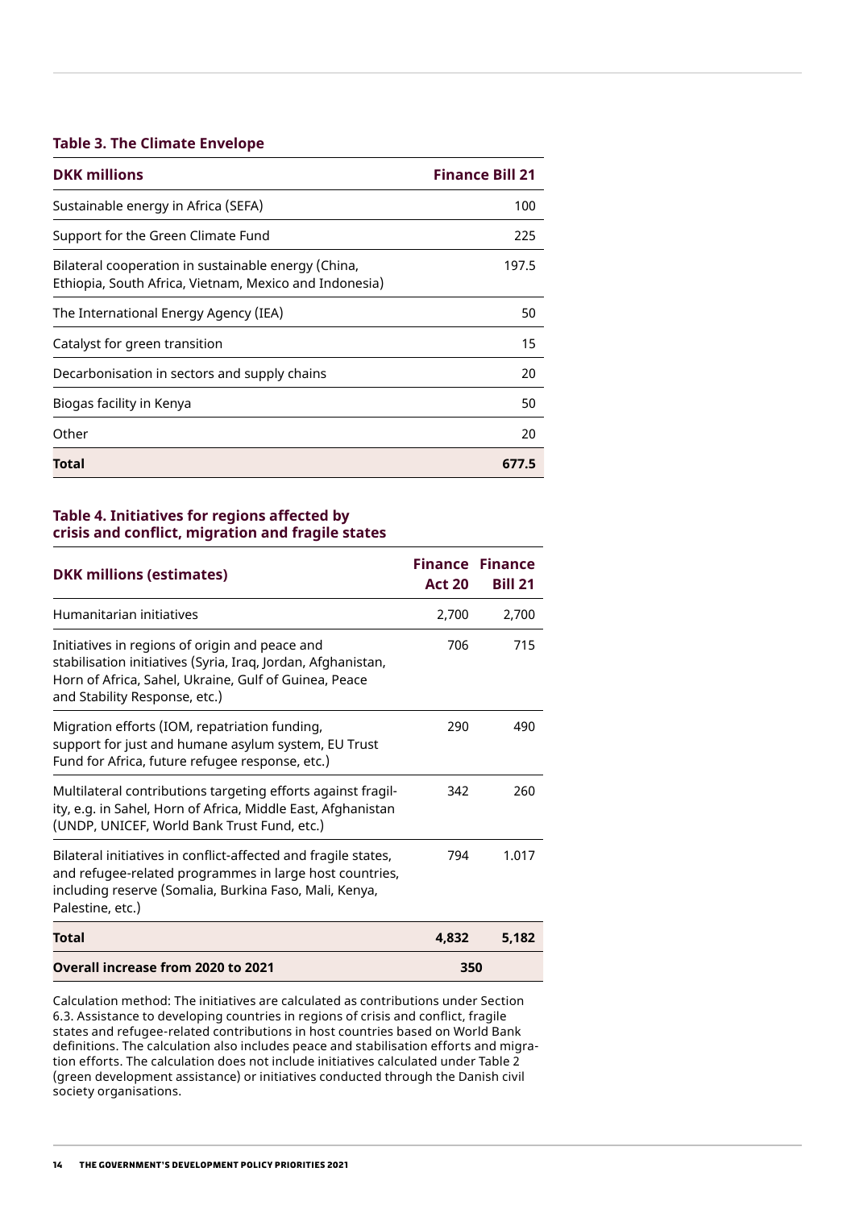**Table 3. The Climate Envelope**

| DKK millions | Finance Bill 21 |
|---|---|
| Sustainable energy in Africa (SEFA) | 100 |
| Support for the Green Climate Fund | 225 |
| Bilateral cooperation in sustainable energy (China, Ethiopia, South Africa, Vietnam, Mexico and Indonesia) | 197.5 |
| The International Energy Agency (IEA) | 50 |
| Catalyst for green transition | 15 |
| Decarbonisation in sectors and supply chains | 20 |
| Biogas facility in Kenya | 50 |
| Other | 20 |
| **Total** | **677.5** |

**Table 4. Initiatives for regions affected by crisis and conflict, migration and fragile states**

| DKK millions (estimates) | Finance Act 20 | Finance Bill 21 |
|---|---|---|
| Humanitarian initiatives | 2,700 | 2,700 |
| Initiatives in regions of origin and peace and stabilisation initiatives (Syria, Iraq, Jordan, Afghanistan, Horn of Africa, Sahel, Ukraine, Gulf of Guinea, Peace and Stability Response, etc.) | 706 | 715 |
| Migration efforts (IOM, repatriation funding, support for just and humane asylum system, EU Trust Fund for Africa, future refugee response, etc.) | 290 | 490 |
| Multilateral contributions targeting efforts against fragility, e.g. in Sahel, Horn of Africa, Middle East, Afghanistan (UNDP, UNICEF, World Bank Trust Fund, etc.) | 342 | 260 |
| Bilateral initiatives in conflict-affected and fragile states, and refugee-related programmes in large host countries, including reserve (Somalia, Burkina Faso, Mali, Kenya, Palestine, etc.) | 794 | 1.017 |
| **Total** | **4,832** | **5,182** |
| **Overall increase from 2020 to 2021** | **350** | |

Calculation method: The initiatives are calculated as contributions under Section 6.3. Assistance to developing countries in regions of crisis and conflict, fragile states and refugee-related contributions in host countries based on World Bank definitions. The calculation also includes peace and stabilisation efforts and migration efforts. The calculation does not include initiatives calculated under Table 2 (green development assistance) or initiatives conducted through the Danish civil society organisations.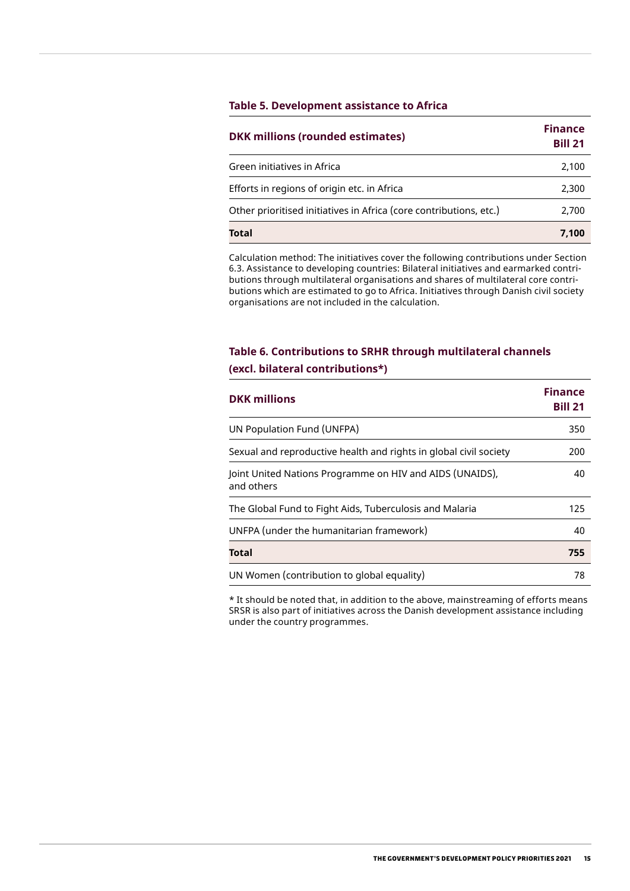### Table 5. Development assistance to Africa

| DKK millions (rounded estimates) | Finance Bill 21 |
|---|---|
| Green initiatives in Africa | 2,100 |
| Efforts in regions of origin etc. in Africa | 2,300 |
| Other prioritised initiatives in Africa (core contributions, etc.) | 2,700 |
| **Total** | **7,100** |

Calculation method: The initiatives cover the following contributions under Section 6.3. Assistance to developing countries: Bilateral initiatives and earmarked contributions through multilateral organisations and shares of multilateral core contributions which are estimated to go to Africa. Initiatives through Danish civil society organisations are not included in the calculation.

### Table 6. Contributions to SRHR through multilateral channels (excl. bilateral contributions*)

| DKK millions | Finance Bill 21 |
|---|---|
| UN Population Fund (UNFPA) | 350 |
| Sexual and reproductive health and rights in global civil society | 200 |
| Joint United Nations Programme on HIV and AIDS (UNAIDS), and others | 40 |
| The Global Fund to Fight Aids, Tuberculosis and Malaria | 125 |
| UNFPA (under the humanitarian framework) | 40 |
| **Total** | **755** |
| UN Women (contribution to global equality) | 78 |

* It should be noted that, in addition to the above, mainstreaming of efforts means SRSR is also part of initiatives across the Danish development assistance including under the country programmes.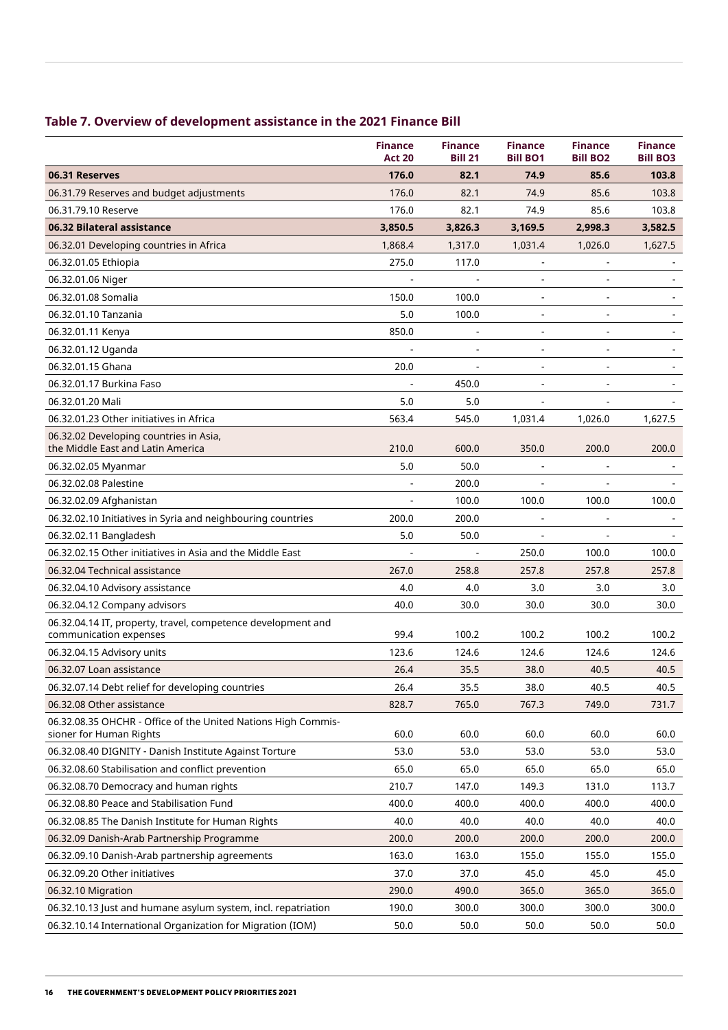## Table 7. Overview of development assistance in the 2021 Finance Bill

| | Finance Act 20 | Finance Bill 21 | Finance Bill BO1 | Finance Bill BO2 | Finance Bill BO3 |
|---|---|---|---|---|---|
| **06.31 Reserves** | **176.0** | **82.1** | **74.9** | **85.6** | **103.8** |
| 06.31.79 Reserves and budget adjustments | 176.0 | 82.1 | 74.9 | 85.6 | 103.8 |
| 06.31.79.10 Reserve | 176.0 | 82.1 | 74.9 | 85.6 | 103.8 |
| **06.32 Bilateral assistance** | **3,850.5** | **3,826.3** | **3,169.5** | **2,998.3** | **3,582.5** |
| 06.32.01 Developing countries in Africa | 1,868.4 | 1,317.0 | 1,031.4 | 1,026.0 | 1,627.5 |
| 06.32.01.05 Ethiopia | 275.0 | 117.0 | - | - | - |
| 06.32.01.06 Niger | - | - | - | - | - |
| 06.32.01.08 Somalia | 150.0 | 100.0 | - | - | - |
| 06.32.01.10 Tanzania | 5.0 | 100.0 | - | - | - |
| 06.32.01.11 Kenya | 850.0 | - | - | - | - |
| 06.32.01.12 Uganda | - | - | - | - | - |
| 06.32.01.15 Ghana | 20.0 | - | - | - | - |
| 06.32.01.17 Burkina Faso | - | 450.0 | - | - | - |
| 06.32.01.20 Mali | 5.0 | 5.0 | - | - | - |
| 06.32.01.23 Other initiatives in Africa | 563.4 | 545.0 | 1,031.4 | 1,026.0 | 1,627.5 |
| 06.32.02 Developing countries in Asia, the Middle East and Latin America | 210.0 | 600.0 | 350.0 | 200.0 | 200.0 |
| 06.32.02.05 Myanmar | 5.0 | 50.0 | - | - | - |
| 06.32.02.08 Palestine | - | 200.0 | - | - | - |
| 06.32.02.09 Afghanistan | - | 100.0 | 100.0 | 100.0 | 100.0 |
| 06.32.02.10 Initiatives in Syria and neighbouring countries | 200.0 | 200.0 | - | - | - |
| 06.32.02.11 Bangladesh | 5.0 | 50.0 | - | - | - |
| 06.32.02.15 Other initiatives in Asia and the Middle East | - | - | 250.0 | 100.0 | 100.0 |
| 06.32.04 Technical assistance | 267.0 | 258.8 | 257.8 | 257.8 | 257.8 |
| 06.32.04.10 Advisory assistance | 4.0 | 4.0 | 3.0 | 3.0 | 3.0 |
| 06.32.04.12 Company advisors | 40.0 | 30.0 | 30.0 | 30.0 | 30.0 |
| 06.32.04.14 IT, property, travel, competence development and communication expenses | 99.4 | 100.2 | 100.2 | 100.2 | 100.2 |
| 06.32.04.15 Advisory units | 123.6 | 124.6 | 124.6 | 124.6 | 124.6 |
| 06.32.07 Loan assistance | 26.4 | 35.5 | 38.0 | 40.5 | 40.5 |
| 06.32.07.14 Debt relief for developing countries | 26.4 | 35.5 | 38.0 | 40.5 | 40.5 |
| 06.32.08 Other assistance | 828.7 | 765.0 | 767.3 | 749.0 | 731.7 |
| 06.32.08.35 OHCHR - Office of the United Nations High Commissioner for Human Rights | 60.0 | 60.0 | 60.0 | 60.0 | 60.0 |
| 06.32.08.40 DIGNITY - Danish Institute Against Torture | 53.0 | 53.0 | 53.0 | 53.0 | 53.0 |
| 06.32.08.60 Stabilisation and conflict prevention | 65.0 | 65.0 | 65.0 | 65.0 | 65.0 |
| 06.32.08.70 Democracy and human rights | 210.7 | 147.0 | 149.3 | 131.0 | 113.7 |
| 06.32.08.80 Peace and Stabilisation Fund | 400.0 | 400.0 | 400.0 | 400.0 | 400.0 |
| 06.32.08.85 The Danish Institute for Human Rights | 40.0 | 40.0 | 40.0 | 40.0 | 40.0 |
| 06.32.09 Danish-Arab Partnership Programme | 200.0 | 200.0 | 200.0 | 200.0 | 200.0 |
| 06.32.09.10 Danish-Arab partnership agreements | 163.0 | 163.0 | 155.0 | 155.0 | 155.0 |
| 06.32.09.20 Other initiatives | 37.0 | 37.0 | 45.0 | 45.0 | 45.0 |
| 06.32.10 Migration | 290.0 | 490.0 | 365.0 | 365.0 | 365.0 |
| 06.32.10.13 Just and humane asylum system, incl. repatriation | 190.0 | 300.0 | 300.0 | 300.0 | 300.0 |
| 06.32.10.14 International Organization for Migration (IOM) | 50.0 | 50.0 | 50.0 | 50.0 | 50.0 |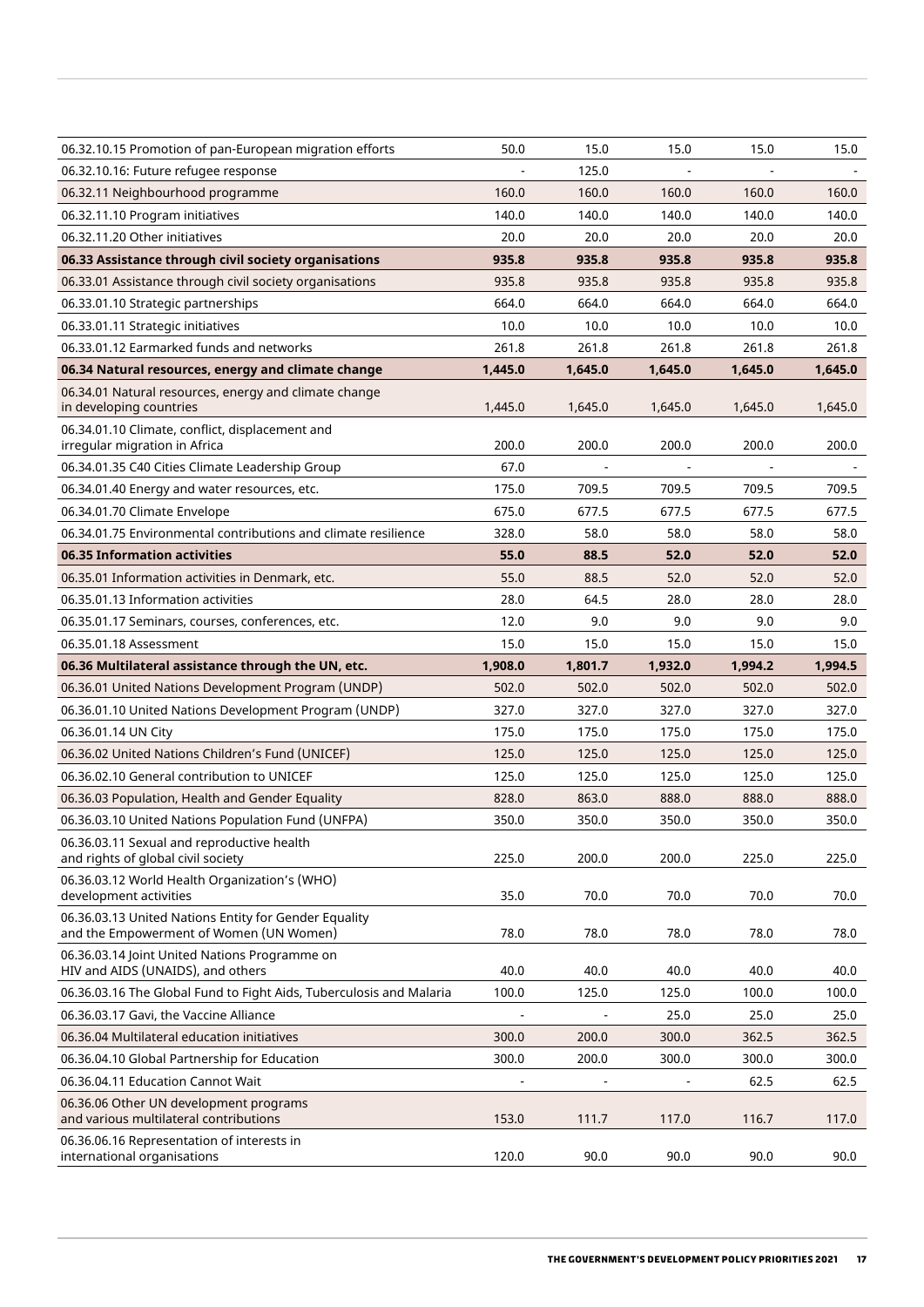| | | | | | |
|---|---|---|---|---|---|
| 06.32.10.15 Promotion of pan-European migration efforts | 50.0 | 15.0 | 15.0 | 15.0 | 15.0 |
| 06.32.10.16: Future refugee response | - | 125.0 | - | - | - |
| 06.32.11 Neighbourhood programme | 160.0 | 160.0 | 160.0 | 160.0 | 160.0 |
| 06.32.11.10 Program initiatives | 140.0 | 140.0 | 140.0 | 140.0 | 140.0 |
| 06.32.11.20 Other initiatives | 20.0 | 20.0 | 20.0 | 20.0 | 20.0 |
| **06.33 Assistance through civil society organisations** | **935.8** | **935.8** | **935.8** | **935.8** | **935.8** |
| 06.33.01 Assistance through civil society organisations | 935.8 | 935.8 | 935.8 | 935.8 | 935.8 |
| 06.33.01.10 Strategic partnerships | 664.0 | 664.0 | 664.0 | 664.0 | 664.0 |
| 06.33.01.11 Strategic initiatives | 10.0 | 10.0 | 10.0 | 10.0 | 10.0 |
| 06.33.01.12 Earmarked funds and networks | 261.8 | 261.8 | 261.8 | 261.8 | 261.8 |
| **06.34 Natural resources, energy and climate change** | **1,445.0** | **1,645.0** | **1,645.0** | **1,645.0** | **1,645.0** |
| 06.34.01 Natural resources, energy and climate change in developing countries | 1,445.0 | 1,645.0 | 1,645.0 | 1,645.0 | 1,645.0 |
| 06.34.01.10 Climate, conflict, displacement and irregular migration in Africa | 200.0 | 200.0 | 200.0 | 200.0 | 200.0 |
| 06.34.01.35 C40 Cities Climate Leadership Group | 67.0 | - | - | - | - |
| 06.34.01.40 Energy and water resources, etc. | 175.0 | 709.5 | 709.5 | 709.5 | 709.5 |
| 06.34.01.70 Climate Envelope | 675.0 | 677.5 | 677.5 | 677.5 | 677.5 |
| 06.34.01.75 Environmental contributions and climate resilience | 328.0 | 58.0 | 58.0 | 58.0 | 58.0 |
| **06.35 Information activities** | **55.0** | **88.5** | **52.0** | **52.0** | **52.0** |
| 06.35.01 Information activities in Denmark, etc. | 55.0 | 88.5 | 52.0 | 52.0 | 52.0 |
| 06.35.01.13 Information activities | 28.0 | 64.5 | 28.0 | 28.0 | 28.0 |
| 06.35.01.17 Seminars, courses, conferences, etc. | 12.0 | 9.0 | 9.0 | 9.0 | 9.0 |
| 06.35.01.18 Assessment | 15.0 | 15.0 | 15.0 | 15.0 | 15.0 |
| **06.36 Multilateral assistance through the UN, etc.** | **1,908.0** | **1,801.7** | **1,932.0** | **1,994.2** | **1,994.5** |
| 06.36.01 United Nations Development Program (UNDP) | 502.0 | 502.0 | 502.0 | 502.0 | 502.0 |
| 06.36.01.10 United Nations Development Program (UNDP) | 327.0 | 327.0 | 327.0 | 327.0 | 327.0 |
| 06.36.01.14 UN City | 175.0 | 175.0 | 175.0 | 175.0 | 175.0 |
| 06.36.02 United Nations Children's Fund (UNICEF) | 125.0 | 125.0 | 125.0 | 125.0 | 125.0 |
| 06.36.02.10 General contribution to UNICEF | 125.0 | 125.0 | 125.0 | 125.0 | 125.0 |
| 06.36.03 Population, Health and Gender Equality | 828.0 | 863.0 | 888.0 | 888.0 | 888.0 |
| 06.36.03.10 United Nations Population Fund (UNFPA) | 350.0 | 350.0 | 350.0 | 350.0 | 350.0 |
| 06.36.03.11 Sexual and reproductive health and rights of global civil society | 225.0 | 200.0 | 200.0 | 225.0 | 225.0 |
| 06.36.03.12 World Health Organization's (WHO) development activities | 35.0 | 70.0 | 70.0 | 70.0 | 70.0 |
| 06.36.03.13 United Nations Entity for Gender Equality and the Empowerment of Women (UN Women) | 78.0 | 78.0 | 78.0 | 78.0 | 78.0 |
| 06.36.03.14 Joint United Nations Programme on HIV and AIDS (UNAIDS), and others | 40.0 | 40.0 | 40.0 | 40.0 | 40.0 |
| 06.36.03.16 The Global Fund to Fight Aids, Tuberculosis and Malaria | 100.0 | 125.0 | 125.0 | 100.0 | 100.0 |
| 06.36.03.17 Gavi, the Vaccine Alliance | - | - | 25.0 | 25.0 | 25.0 |
| 06.36.04 Multilateral education initiatives | 300.0 | 200.0 | 300.0 | 362.5 | 362.5 |
| 06.36.04.10 Global Partnership for Education | 300.0 | 200.0 | 300.0 | 300.0 | 300.0 |
| 06.36.04.11 Education Cannot Wait | - | - | - | 62.5 | 62.5 |
| 06.36.06 Other UN development programs and various multilateral contributions | 153.0 | 111.7 | 117.0 | 116.7 | 117.0 |
| 06.36.06.16 Representation of interests in international organisations | 120.0 | 90.0 | 90.0 | 90.0 | 90.0 |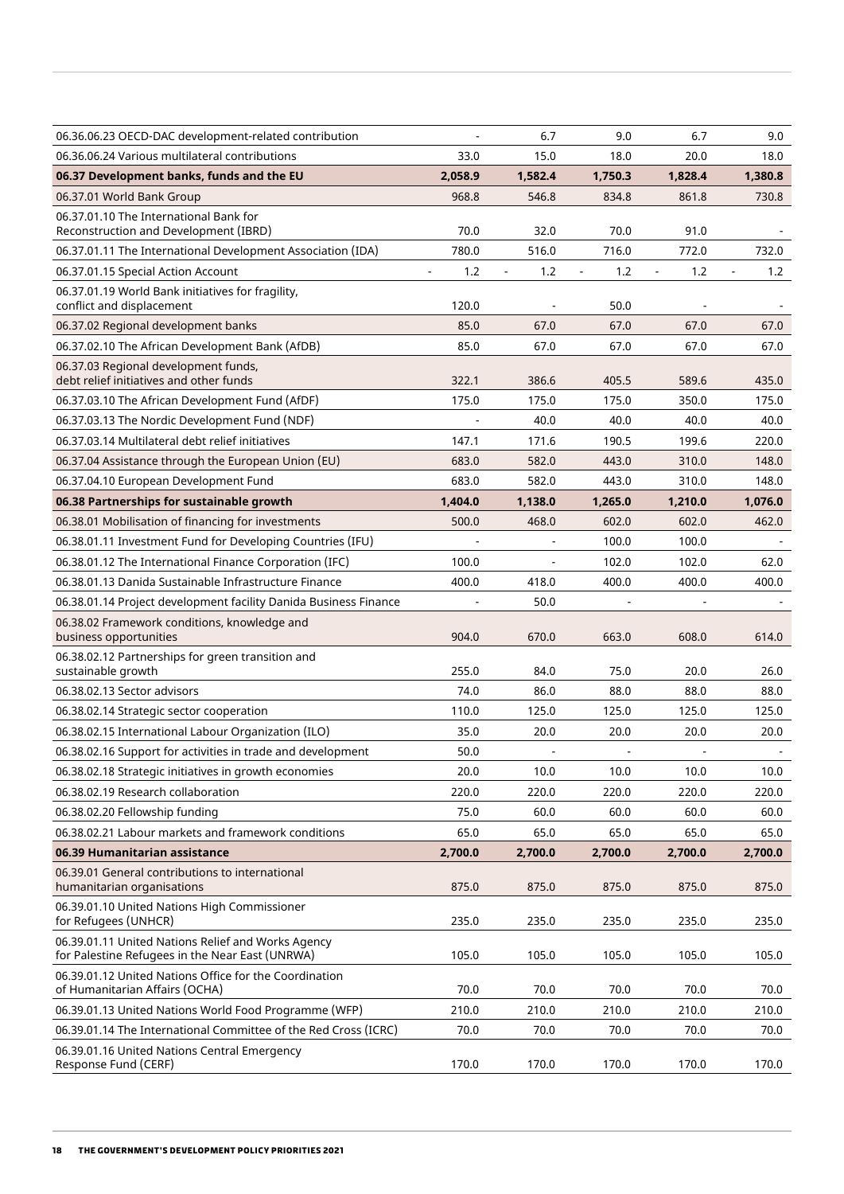| | | | | | |
|---|---|---|---|---|---|
| 06.36.06.23 OECD-DAC development-related contribution | - | 6.7 | 9.0 | 6.7 | 9.0 |
| 06.36.06.24 Various multilateral contributions | 33.0 | 15.0 | 18.0 | 20.0 | 18.0 |
| **06.37 Development banks, funds and the EU** | **2,058.9** | **1,582.4** | **1,750.3** | **1,828.4** | **1,380.8** |
| 06.37.01 World Bank Group | 968.8 | 546.8 | 834.8 | 861.8 | 730.8 |
| 06.37.01.10 The International Bank for Reconstruction and Development (IBRD) | 70.0 | 32.0 | 70.0 | 91.0 | - |
| 06.37.01.11 The International Development Association (IDA) | 780.0 | 516.0 | 716.0 | 772.0 | 732.0 |
| 06.37.01.15 Special Action Account | - 1.2 | - 1.2 | - 1.2 | - 1.2 | - 1.2 |
| 06.37.01.19 World Bank initiatives for fragility, conflict and displacement | 120.0 | - | 50.0 | - | - |
| 06.37.02 Regional development banks | 85.0 | 67.0 | 67.0 | 67.0 | 67.0 |
| 06.37.02.10 The African Development Bank (AfDB) | 85.0 | 67.0 | 67.0 | 67.0 | 67.0 |
| 06.37.03 Regional development funds, debt relief initiatives and other funds | 322.1 | 386.6 | 405.5 | 589.6 | 435.0 |
| 06.37.03.10 The African Development Fund (AfDF) | 175.0 | 175.0 | 175.0 | 350.0 | 175.0 |
| 06.37.03.13 The Nordic Development Fund (NDF) | - | 40.0 | 40.0 | 40.0 | 40.0 |
| 06.37.03.14 Multilateral debt relief initiatives | 147.1 | 171.6 | 190.5 | 199.6 | 220.0 |
| 06.37.04 Assistance through the European Union (EU) | 683.0 | 582.0 | 443.0 | 310.0 | 148.0 |
| 06.37.04.10 European Development Fund | 683.0 | 582.0 | 443.0 | 310.0 | 148.0 |
| **06.38 Partnerships for sustainable growth** | **1,404.0** | **1,138.0** | **1,265.0** | **1,210.0** | **1,076.0** |
| 06.38.01 Mobilisation of financing for investments | 500.0 | 468.0 | 602.0 | 602.0 | 462.0 |
| 06.38.01.11 Investment Fund for Developing Countries (IFU) | - | - | 100.0 | 100.0 | - |
| 06.38.01.12 The International Finance Corporation (IFC) | 100.0 | - | 102.0 | 102.0 | 62.0 |
| 06.38.01.13 Danida Sustainable Infrastructure Finance | 400.0 | 418.0 | 400.0 | 400.0 | 400.0 |
| 06.38.01.14 Project development facility Danida Business Finance | - | 50.0 | - | - | - |
| 06.38.02 Framework conditions, knowledge and business opportunities | 904.0 | 670.0 | 663.0 | 608.0 | 614.0 |
| 06.38.02.12 Partnerships for green transition and sustainable growth | 255.0 | 84.0 | 75.0 | 20.0 | 26.0 |
| 06.38.02.13 Sector advisors | 74.0 | 86.0 | 88.0 | 88.0 | 88.0 |
| 06.38.02.14 Strategic sector cooperation | 110.0 | 125.0 | 125.0 | 125.0 | 125.0 |
| 06.38.02.15 International Labour Organization (ILO) | 35.0 | 20.0 | 20.0 | 20.0 | 20.0 |
| 06.38.02.16 Support for activities in trade and development | 50.0 | - | - | - | - |
| 06.38.02.18 Strategic initiatives in growth economies | 20.0 | 10.0 | 10.0 | 10.0 | 10.0 |
| 06.38.02.19 Research collaboration | 220.0 | 220.0 | 220.0 | 220.0 | 220.0 |
| 06.38.02.20 Fellowship funding | 75.0 | 60.0 | 60.0 | 60.0 | 60.0 |
| 06.38.02.21 Labour markets and framework conditions | 65.0 | 65.0 | 65.0 | 65.0 | 65.0 |
| **06.39 Humanitarian assistance** | **2,700.0** | **2,700.0** | **2,700.0** | **2,700.0** | **2,700.0** |
| 06.39.01 General contributions to international humanitarian organisations | 875.0 | 875.0 | 875.0 | 875.0 | 875.0 |
| 06.39.01.10 United Nations High Commissioner for Refugees (UNHCR) | 235.0 | 235.0 | 235.0 | 235.0 | 235.0 |
| 06.39.01.11 United Nations Relief and Works Agency for Palestine Refugees in the Near East (UNRWA) | 105.0 | 105.0 | 105.0 | 105.0 | 105.0 |
| 06.39.01.12 United Nations Office for the Coordination of Humanitarian Affairs (OCHA) | 70.0 | 70.0 | 70.0 | 70.0 | 70.0 |
| 06.39.01.13 United Nations World Food Programme (WFP) | 210.0 | 210.0 | 210.0 | 210.0 | 210.0 |
| 06.39.01.14 The International Committee of the Red Cross (ICRC) | 70.0 | 70.0 | 70.0 | 70.0 | 70.0 |
| 06.39.01.16 United Nations Central Emergency Response Fund (CERF) | 170.0 | 170.0 | 170.0 | 170.0 | 170.0 |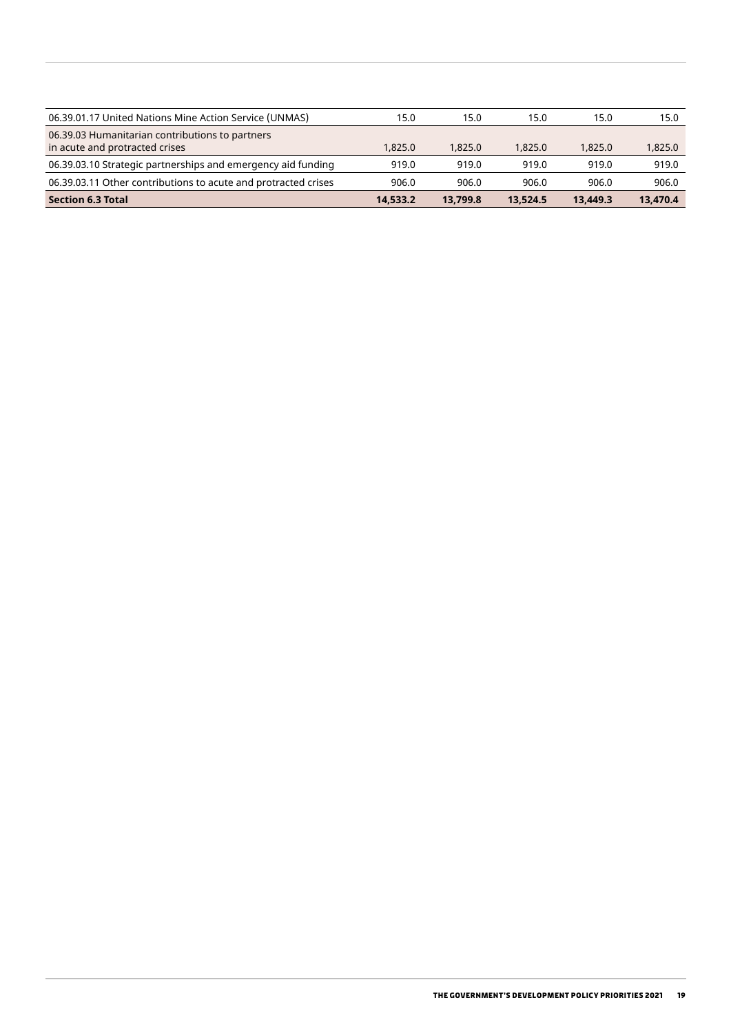| | | | | | |
|---|---|---|---|---|---|
| 06.39.01.17 United Nations Mine Action Service (UNMAS) | 15.0 | 15.0 | 15.0 | 15.0 | 15.0 |
| 06.39.03 Humanitarian contributions to partners in acute and protracted crises | 1,825.0 | 1,825.0 | 1,825.0 | 1,825.0 | 1,825.0 |
| 06.39.03.10 Strategic partnerships and emergency aid funding | 919.0 | 919.0 | 919.0 | 919.0 | 919.0 |
| 06.39.03.11 Other contributions to acute and protracted crises | 906.0 | 906.0 | 906.0 | 906.0 | 906.0 |
| **Section 6.3 Total** | **14,533.2** | **13,799.8** | **13,524.5** | **13,449.3** | **13,470.4** |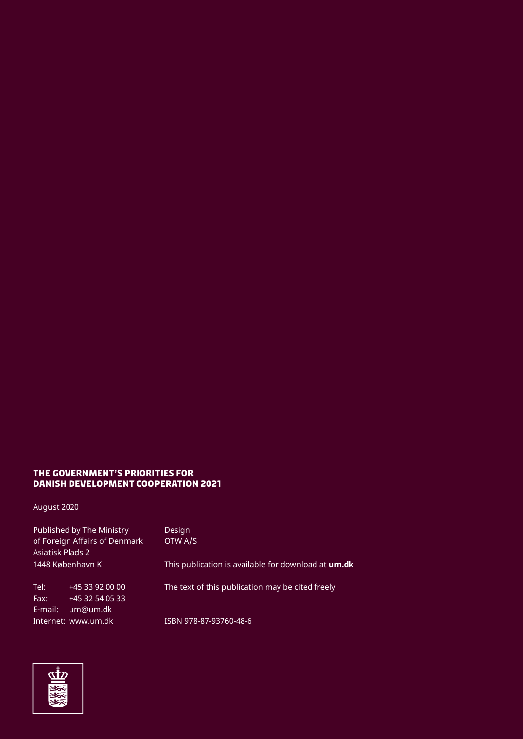**THE GOVERNMENT'S PRIORITIES FOR DANISH DEVELOPMENT COOPERATION 2021**

August 2020

Published by The Ministry
of Foreign Affairs of Denmark
Asiatisk Plads 2
1448 København K

Tel: +45 33 92 00 00
Fax: +45 32 54 05 33
E-mail: um@um.dk
Internet: www.um.dk

Design
OTW A/S

This publication is available for download at **um.dk**

The text of this publication may be cited freely

ISBN 978-87-93760-48-6